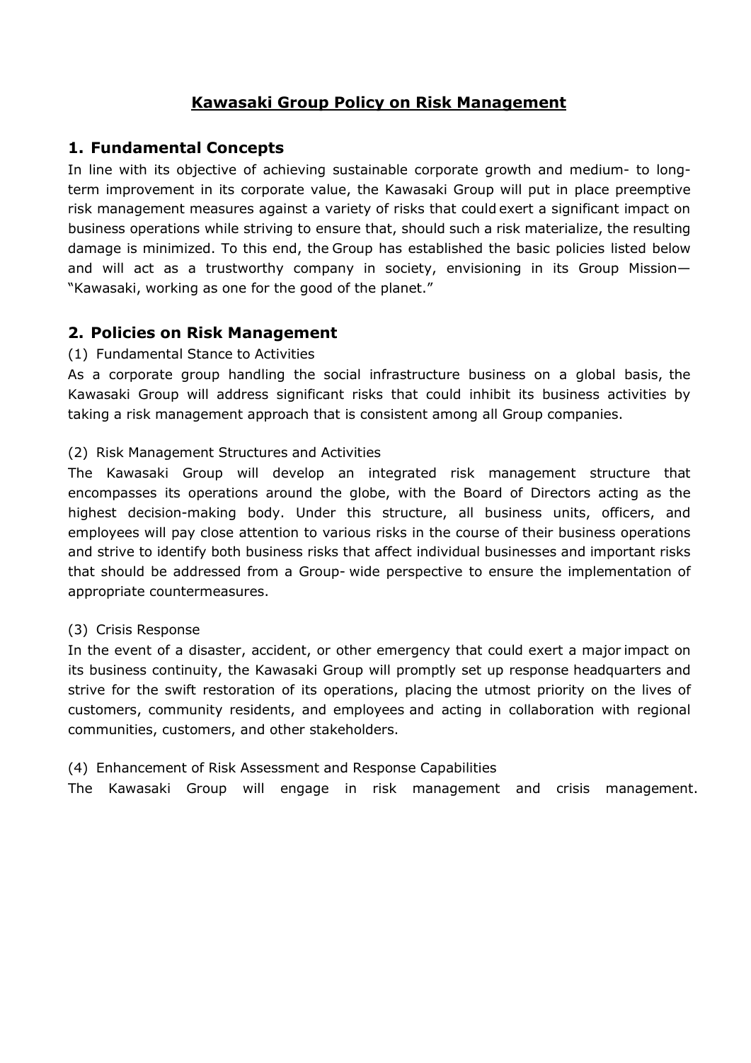# Kawasaki Group Policy on Risk Management

## 1. Fundamental Concepts

In line with its objective of achieving sustainable corporate growth and medium- to long-term improvement in its corporate value, the Kawasaki Group will put in place preemptive risk management measures against a variety of risks that could exert a significant impact on business operations while striving to ensure that, should such a risk materialize, the resulting damage is minimized. To this end, the Group has established the basic policies listed below and will act as a trustworthy company in society, envisioning in its Group Mission—"Kawasaki, working as one for the good of the planet."

## 2. Policies on Risk Management

(1) Fundamental Stance to Activities

As a corporate group handling the social infrastructure business on a global basis, the Kawasaki Group will address significant risks that could inhibit its business activities by taking a risk management approach that is consistent among all Group companies.

(2) Risk Management Structures and Activities

The Kawasaki Group will develop an integrated risk management structure that encompasses its operations around the globe, with the Board of Directors acting as the highest decision-making body. Under this structure, all business units, officers, and employees will pay close attention to various risks in the course of their business operations and strive to identify both business risks that affect individual businesses and important risks that should be addressed from a Group- wide perspective to ensure the implementation of appropriate countermeasures.

(3) Crisis Response

In the event of a disaster, accident, or other emergency that could exert a major impact on its business continuity, the Kawasaki Group will promptly set up response headquarters and strive for the swift restoration of its operations, placing the utmost priority on the lives of customers, community residents, and employees and acting in collaboration with regional communities, customers, and other stakeholders.

(4) Enhancement of Risk Assessment and Response Capabilities

The Kawasaki Group will engage in risk management and crisis management.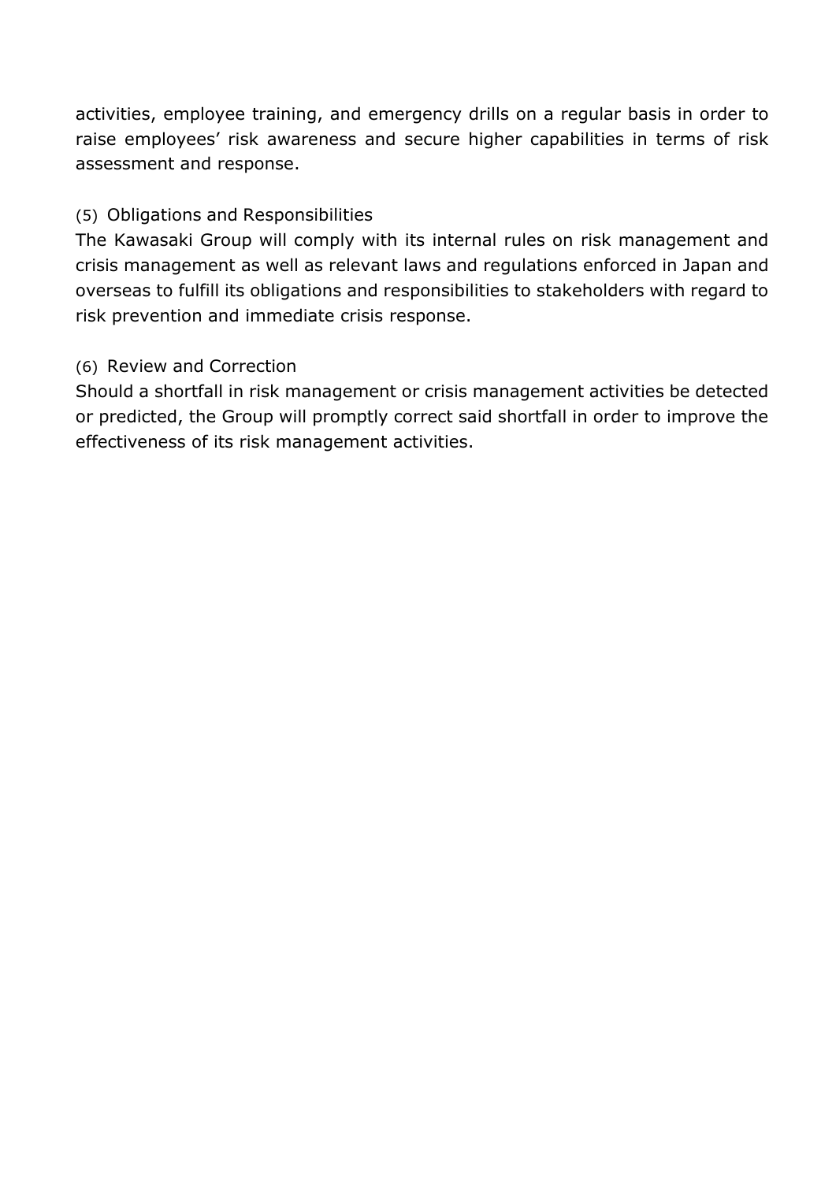activities, employee training, and emergency drills on a regular basis in order to raise employees' risk awareness and secure higher capabilities in terms of risk assessment and response.

(5) Obligations and Responsibilities

The Kawasaki Group will comply with its internal rules on risk management and crisis management as well as relevant laws and regulations enforced in Japan and overseas to fulfill its obligations and responsibilities to stakeholders with regard to risk prevention and immediate crisis response.

(6) Review and Correction

Should a shortfall in risk management or crisis management activities be detected or predicted, the Group will promptly correct said shortfall in order to improve the effectiveness of its risk management activities.